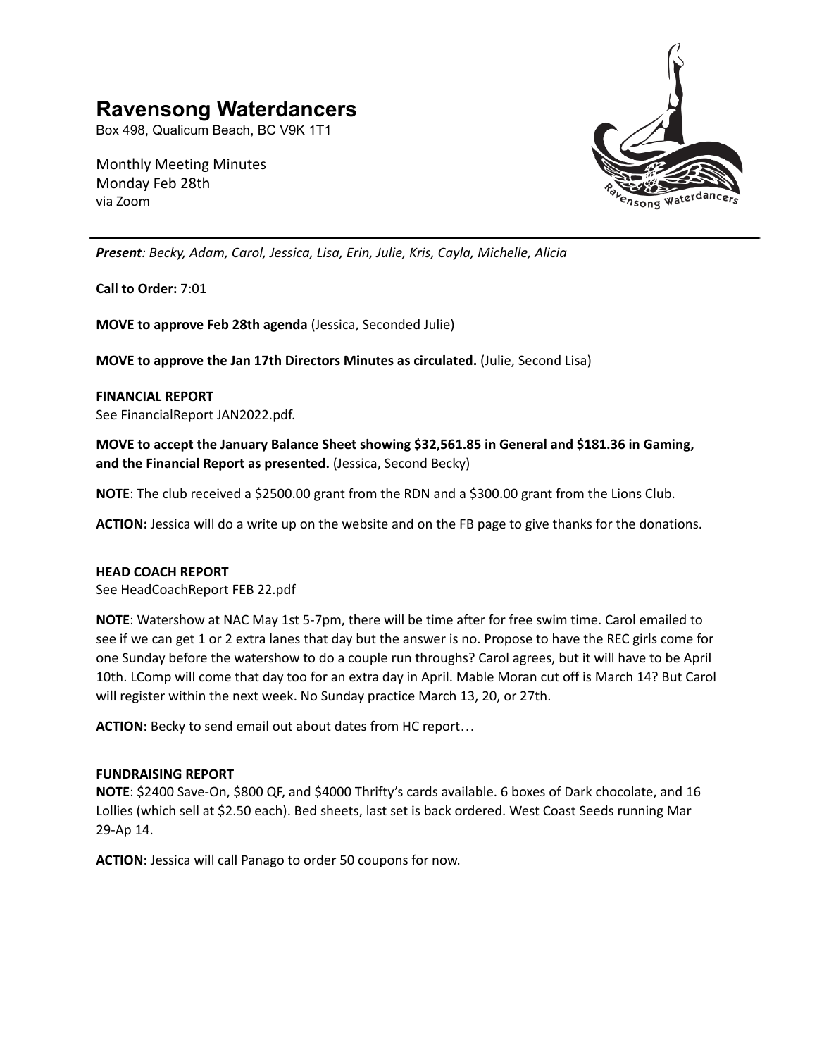# Ravensong Waterdancers

Box 498, Qualicum Beach, BC V9K 1T1

Monthly Meeting Minutes
Monday Feb 28th
via Zoom

---

***Present**: Becky, Adam, Carol, Jessica, Lisa, Erin, Julie, Kris, Cayla, Michelle, Alicia*

**Call to Order:** 7:01

**MOVE to approve Feb 28th agenda** (Jessica, Seconded Julie)

**MOVE to approve the Jan 17th Directors Minutes as circulated.** (Julie, Second Lisa)

**FINANCIAL REPORT**
See FinancialReport JAN2022.pdf.

**MOVE to accept the January Balance Sheet showing $32,561.85 in General and $181.36 in Gaming, and the Financial Report as presented.** (Jessica, Second Becky)

**NOTE**: The club received a $2500.00 grant from the RDN and a $300.00 grant from the Lions Club.

**ACTION:** Jessica will do a write up on the website and on the FB page to give thanks for the donations.

**HEAD COACH REPORT**
See HeadCoachReport FEB 22.pdf

**NOTE**: Watershow at NAC May 1st 5-7pm, there will be time after for free swim time. Carol emailed to see if we can get 1 or 2 extra lanes that day but the answer is no. Propose to have the REC girls come for one Sunday before the watershow to do a couple run throughs? Carol agrees, but it will have to be April 10th. LComp will come that day too for an extra day in April. Mable Moran cut off is March 14? But Carol will register within the next week. No Sunday practice March 13, 20, or 27th.

**ACTION:** Becky to send email out about dates from HC report…

**FUNDRAISING REPORT**
**NOTE**: $2400 Save-On, $800 QF, and $4000 Thrifty's cards available. 6 boxes of Dark chocolate, and 16 Lollies (which sell at $2.50 each). Bed sheets, last set is back ordered. West Coast Seeds running Mar 29-Ap 14.

**ACTION:** Jessica will call Panago to order 50 coupons for now.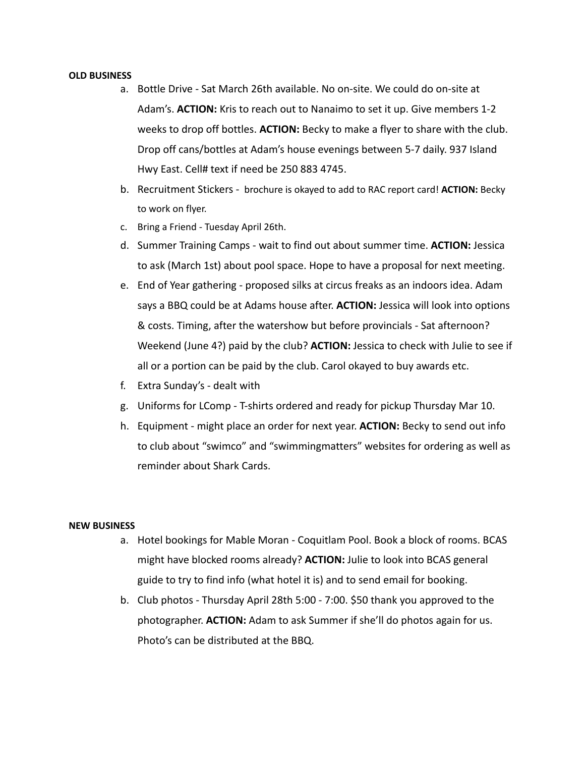**OLD BUSINESS**

a. Bottle Drive - Sat March 26th available. No on-site. We could do on-site at Adam's. **ACTION:** Kris to reach out to Nanaimo to set it up. Give members 1-2 weeks to drop off bottles. **ACTION:** Becky to make a flyer to share with the club. Drop off cans/bottles at Adam's house evenings between 5-7 daily. 937 Island Hwy East. Cell# text if need be 250 883 4745.
b. Recruitment Stickers - brochure is okayed to add to RAC report card! **ACTION:** Becky to work on flyer.
c. Bring a Friend - Tuesday April 26th.
d. Summer Training Camps - wait to find out about summer time. **ACTION:** Jessica to ask (March 1st) about pool space. Hope to have a proposal for next meeting.
e. End of Year gathering - proposed silks at circus freaks as an indoors idea. Adam says a BBQ could be at Adams house after. **ACTION:** Jessica will look into options & costs. Timing, after the watershow but before provincials - Sat afternoon? Weekend (June 4?) paid by the club? **ACTION:** Jessica to check with Julie to see if all or a portion can be paid by the club. Carol okayed to buy awards etc.
f. Extra Sunday's - dealt with
g. Uniforms for LComp - T-shirts ordered and ready for pickup Thursday Mar 10.
h. Equipment - might place an order for next year. **ACTION:** Becky to send out info to club about "swimco" and "swimmingmatters" websites for ordering as well as reminder about Shark Cards.

**NEW BUSINESS**

a. Hotel bookings for Mable Moran - Coquitlam Pool. Book a block of rooms. BCAS might have blocked rooms already? **ACTION:** Julie to look into BCAS general guide to try to find info (what hotel it is) and to send email for booking.
b. Club photos - Thursday April 28th 5:00 - 7:00. $50 thank you approved to the photographer. **ACTION:** Adam to ask Summer if she'll do photos again for us. Photo's can be distributed at the BBQ.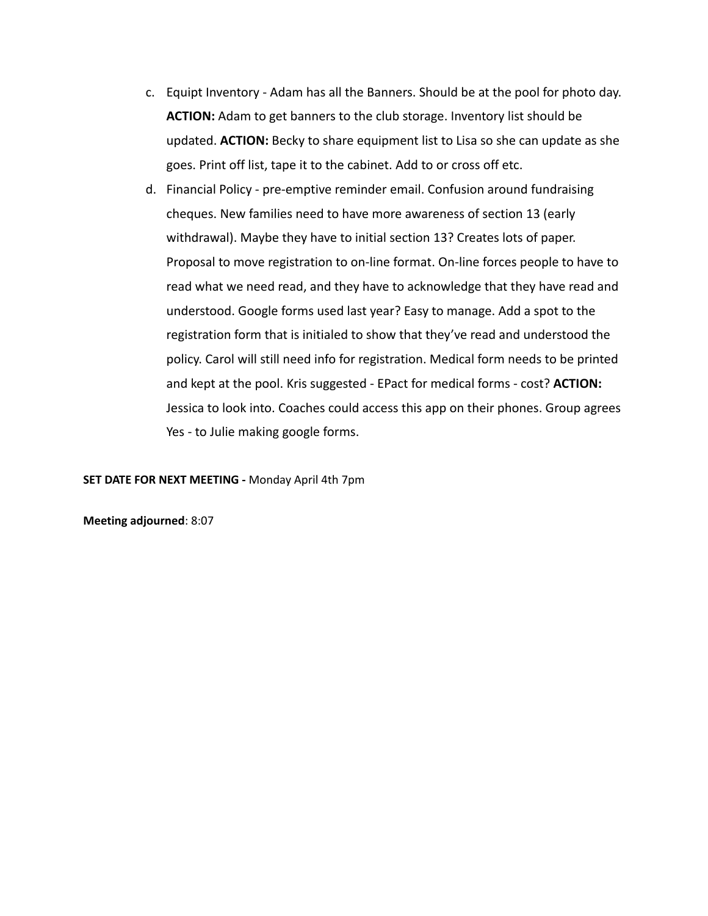c. Equipt Inventory - Adam has all the Banners. Should be at the pool for photo day. **ACTION:** Adam to get banners to the club storage. Inventory list should be updated. **ACTION:** Becky to share equipment list to Lisa so she can update as she goes. Print off list, tape it to the cabinet. Add to or cross off etc.

d. Financial Policy - pre-emptive reminder email. Confusion around fundraising cheques. New families need to have more awareness of section 13 (early withdrawal). Maybe they have to initial section 13? Creates lots of paper. Proposal to move registration to on-line format. On-line forces people to have to read what we need read, and they have to acknowledge that they have read and understood. Google forms used last year? Easy to manage. Add a spot to the registration form that is initialed to show that they've read and understood the policy. Carol will still need info for registration. Medical form needs to be printed and kept at the pool. Kris suggested - EPact for medical forms - cost? **ACTION:** Jessica to look into. Coaches could access this app on their phones. Group agrees Yes - to Julie making google forms.

**SET DATE FOR NEXT MEETING -** Monday April 4th 7pm

**Meeting adjourned**: 8:07